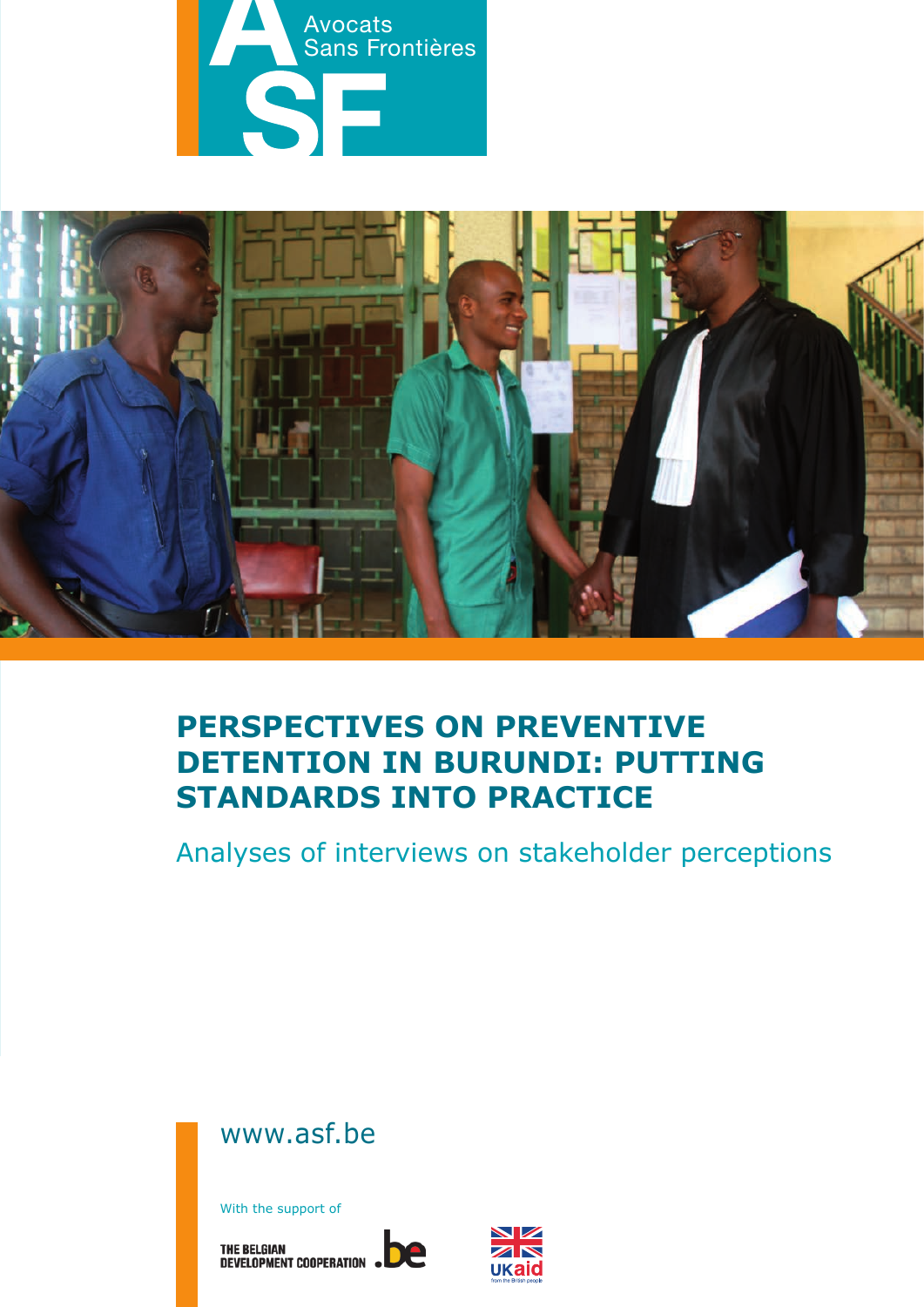Avocats Sans Frontières

ASF

# PERSPECTIVES ON PREVENTIVE DETENTION IN BURUNDI: PUTTING STANDARDS INTO PRACTICE

## Analyses of interviews on stakeholder perceptions

www.asf.be

With the support of

THE BELGIAN DEVELOPMENT COOPERATION .be

UKaid from the British people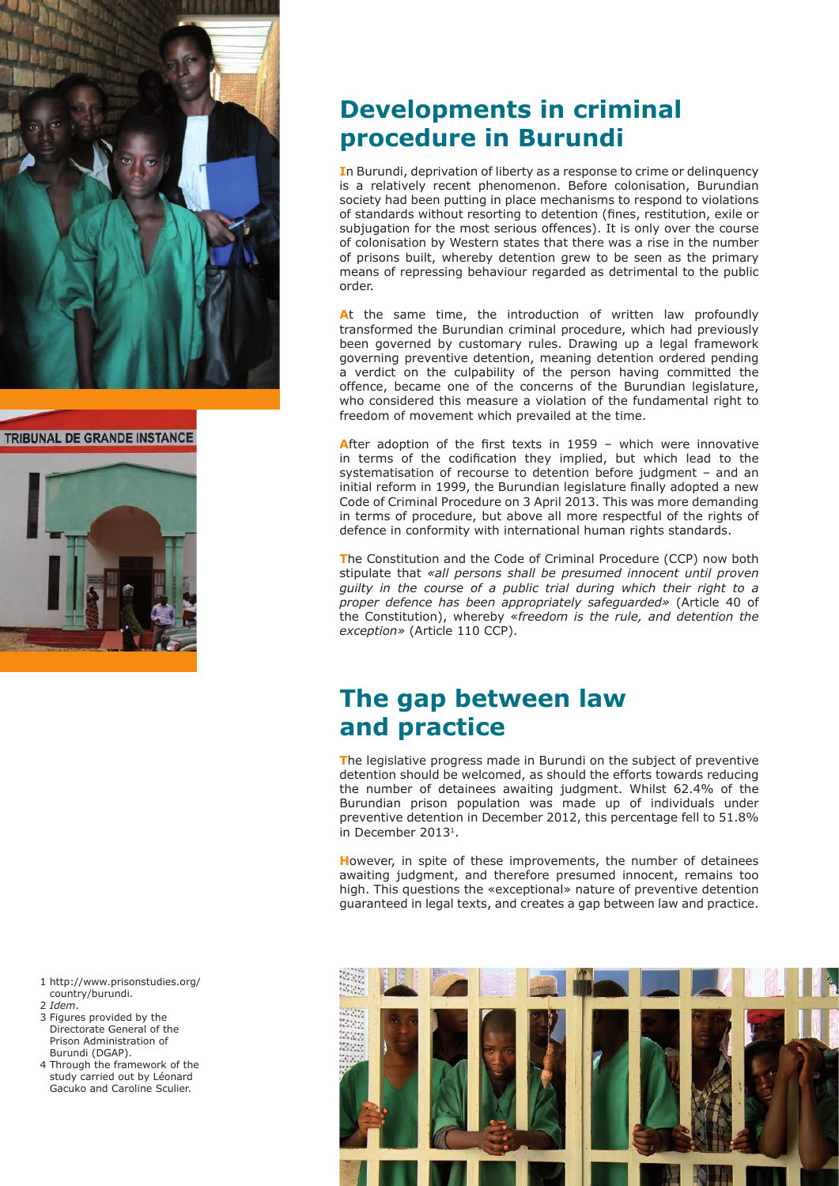## Developments in criminal procedure in Burundi

In Burundi, deprivation of liberty as a response to crime or delinquency is a relatively recent phenomenon. Before colonisation, Burundian society had been putting in place mechanisms to respond to violations of standards without resorting to detention (fines, restitution, exile or subjugation for the most serious offences). It is only over the course of colonisation by Western states that there was a rise in the number of prisons built, whereby detention grew to be seen as the primary means of repressing behaviour regarded as detrimental to the public order.

At the same time, the introduction of written law profoundly transformed the Burundian criminal procedure, which had previously been governed by customary rules. Drawing up a legal framework governing preventive detention, meaning detention ordered pending a verdict on the culpability of the person having committed the offence, became one of the concerns of the Burundian legislature, who considered this measure a violation of the fundamental right to freedom of movement which prevailed at the time.

After adoption of the first texts in 1959 – which were innovative in terms of the codification they implied, but which lead to the systematisation of recourse to detention before judgment – and an initial reform in 1999, the Burundian legislature finally adopted a new Code of Criminal Procedure on 3 April 2013. This was more demanding in terms of procedure, but above all more respectful of the rights of defence in conformity with international human rights standards.

The Constitution and the Code of Criminal Procedure (CCP) now both stipulate that *«all persons shall be presumed innocent until proven guilty in the course of a public trial during which their right to a proper defence has been appropriately safeguarded»* (Article 40 of the Constitution), whereby *«freedom is the rule, and detention the exception»* (Article 110 CCP).

## The gap between law and practice

The legislative progress made in Burundi on the subject of preventive detention should be welcomed, as should the efforts towards reducing the number of detainees awaiting judgment. Whilst 62.4% of the Burundian prison population was made up of individuals under preventive detention in December 2012, this percentage fell to 51.8% in December 2013[1].

However, in spite of these improvements, the number of detainees awaiting judgment, and therefore presumed innocent, remains too high. This questions the «exceptional» nature of preventive detention guaranteed in legal texts, and creates a gap between law and practice.

1 http://www.prisonstudies.org/country/burundi.
2 *Idem*.
3 Figures provided by the Directorate General of the Prison Administration of Burundi (DGAP).
4 Through the framework of the study carried out by Léonard Gacuko and Caroline Sculier.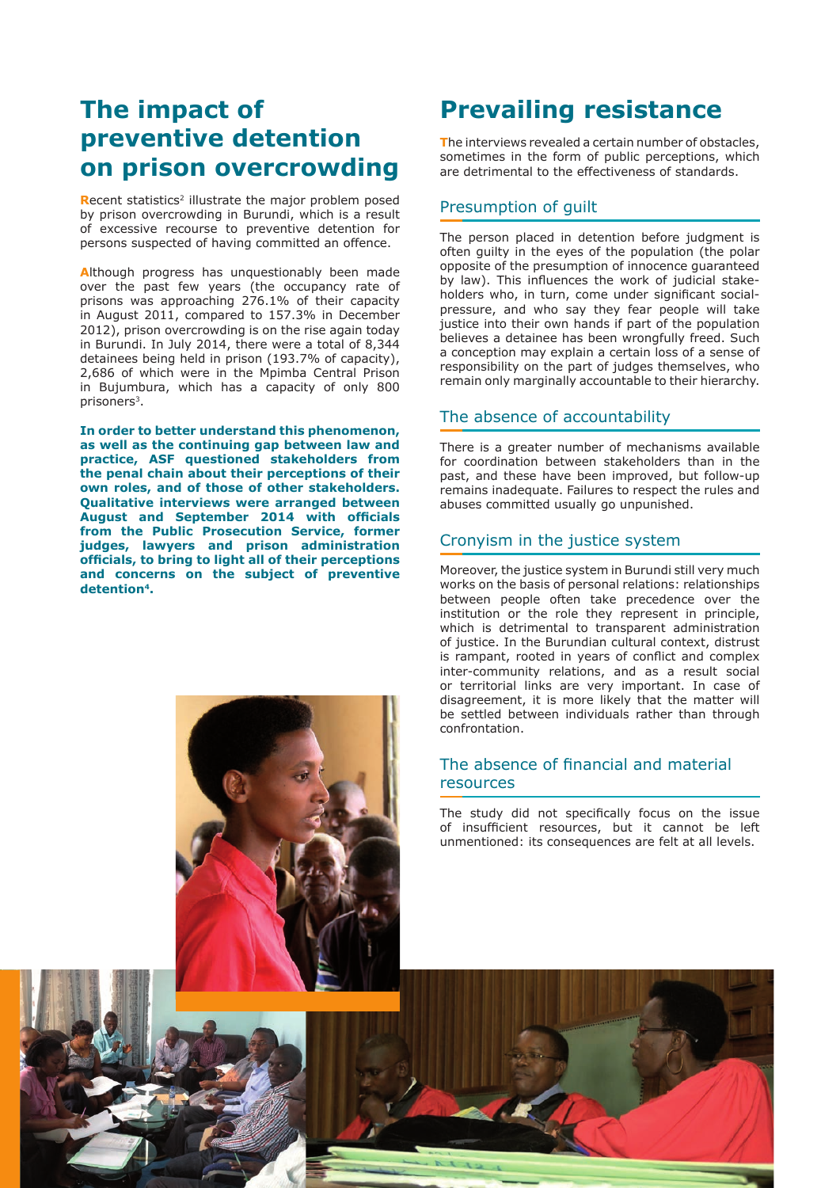## The impact of preventive detention on prison overcrowding

Recent statistics[2] illustrate the major problem posed by prison overcrowding in Burundi, which is a result of excessive recourse to preventive detention for persons suspected of having committed an offence.

Although progress has unquestionably been made over the past few years (the occupancy rate of prisons was approaching 276.1% of their capacity in August 2011, compared to 157.3% in December 2012), prison overcrowding is on the rise again today in Burundi. In July 2014, there were a total of 8,344 detainees being held in prison (193.7% of capacity), 2,686 of which were in the Mpimba Central Prison in Bujumbura, which has a capacity of only 800 prisoners[3].

**In order to better understand this phenomenon, as well as the continuing gap between law and practice, ASF questioned stakeholders from the penal chain about their perceptions of their own roles, and of those of other stakeholders. Qualitative interviews were arranged between August and September 2014 with officials from the Public Prosecution Service, former judges, lawyers and prison administration officials, to bring to light all of their perceptions and concerns on the subject of preventive detention[4].**

## Prevailing resistance

The interviews revealed a certain number of obstacles, sometimes in the form of public perceptions, which are detrimental to the effectiveness of standards.

### Presumption of guilt

The person placed in detention before judgment is often guilty in the eyes of the population (the polar opposite of the presumption of innocence guaranteed by law). This influences the work of judicial stakeholders who, in turn, come under significant social-pressure, and who say they fear people will take justice into their own hands if part of the population believes a detainee has been wrongfully freed. Such a conception may explain a certain loss of a sense of responsibility on the part of judges themselves, who remain only marginally accountable to their hierarchy.

### The absence of accountability

There is a greater number of mechanisms available for coordination between stakeholders than in the past, and these have been improved, but follow-up remains inadequate. Failures to respect the rules and abuses committed usually go unpunished.

### Cronyism in the justice system

Moreover, the justice system in Burundi still very much works on the basis of personal relations: relationships between people often take precedence over the institution or the role they represent in principle, which is detrimental to transparent administration of justice. In the Burundian cultural context, distrust is rampant, rooted in years of conflict and complex inter-community relations, and as a result social or territorial links are very important. In case of disagreement, it is more likely that the matter will be settled between individuals rather than through confrontation.

### The absence of financial and material resources

The study did not specifically focus on the issue of insufficient resources, but it cannot be left unmentioned: its consequences are felt at all levels.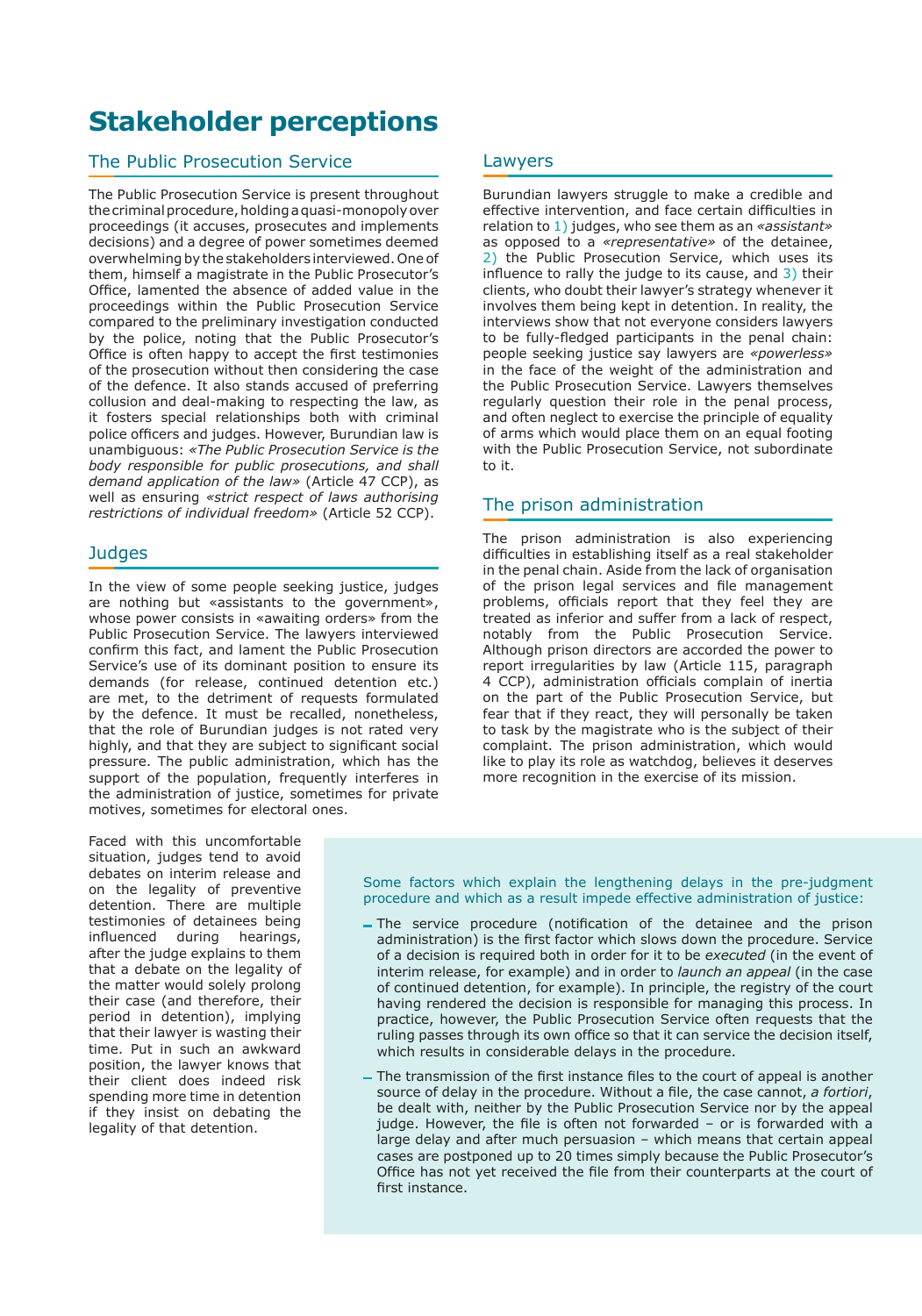# Stakeholder perceptions

## The Public Prosecution Service

The Public Prosecution Service is present throughout the criminal procedure, holding a quasi-monopoly over proceedings (it accuses, prosecutes and implements decisions) and a degree of power sometimes deemed overwhelming by the stakeholders interviewed. One of them, himself a magistrate in the Public Prosecutor's Office, lamented the absence of added value in the proceedings within the Public Prosecution Service compared to the preliminary investigation conducted by the police, noting that the Public Prosecutor's Office is often happy to accept the first testimonies of the prosecution without then considering the case of the defence. It also stands accused of preferring collusion and deal-making to respecting the law, as it fosters special relationships both with criminal police officers and judges. However, Burundian law is unambiguous: *«The Public Prosecution Service is the body responsible for public prosecutions, and shall demand application of the law»* (Article 47 CCP), as well as ensuring *«strict respect of laws authorising restrictions of individual freedom»* (Article 52 CCP).

## Judges

In the view of some people seeking justice, judges are nothing but «assistants to the government», whose power consists in «awaiting orders» from the Public Prosecution Service. The lawyers interviewed confirm this fact, and lament the Public Prosecution Service's use of its dominant position to ensure its demands (for release, continued detention etc.) are met, to the detriment of requests formulated by the defence. It must be recalled, nonetheless, that the role of Burundian judges is not rated very highly, and that they are subject to significant social pressure. The public administration, which has the support of the population, frequently interferes in the administration of justice, sometimes for private motives, sometimes for electoral ones.

Faced with this uncomfortable situation, judges tend to avoid debates on interim release and on the legality of preventive detention. There are multiple testimonies of detainees being influenced during hearings, after the judge explains to them that a debate on the legality of the matter would solely prolong their case (and therefore, their period in detention), implying that their lawyer is wasting their time. Put in such an awkward position, the lawyer knows that their client does indeed risk spending more time in detention if they insist on debating the legality of that detention.

## Lawyers

Burundian lawyers struggle to make a credible and effective intervention, and face certain difficulties in relation to 1) judges, who see them as an *«assistant»* as opposed to a *«representative»* of the detainee, 2) the Public Prosecution Service, which uses its influence to rally the judge to its cause, and 3) their clients, who doubt their lawyer's strategy whenever it involves them being kept in detention. In reality, the interviews show that not everyone considers lawyers to be fully-fledged participants in the penal chain: people seeking justice say lawyers are *«powerless»* in the face of the weight of the administration and the Public Prosecution Service. Lawyers themselves regularly question their role in the penal process, and often neglect to exercise the principle of equality of arms which would place them on an equal footing with the Public Prosecution Service, not subordinate to it.

## The prison administration

The prison administration is also experiencing difficulties in establishing itself as a real stakeholder in the penal chain. Aside from the lack of organisation of the prison legal services and file management problems, officials report that they feel they are treated as inferior and suffer from a lack of respect, notably from the Public Prosecution Service. Although prison directors are accorded the power to report irregularities by law (Article 115, paragraph 4 CCP), administration officials complain of inertia on the part of the Public Prosecution Service, but fear that if they react, they will personally be taken to task by the magistrate who is the subject of their complaint. The prison administration, which would like to play its role as watchdog, believes it deserves more recognition in the exercise of its mission.

Some factors which explain the lengthening delays in the pre-judgment procedure and which as a result impede effective administration of justice:

- The service procedure (notification of the detainee and the prison administration) is the first factor which slows down the procedure. Service of a decision is required both in order for it to be *executed* (in the event of interim release, for example) and in order to *launch an appeal* (in the case of continued detention, for example). In principle, the registry of the court having rendered the decision is responsible for managing this process. In practice, however, the Public Prosecution Service often requests that the ruling passes through its own office so that it can serve the decision itself, which results in considerable delays in the procedure.
- The transmission of the first instance files to the court of appeal is another source of delay in the procedure. Without a file, the case cannot, *a fortiori*, be dealt with, neither by the Public Prosecution Service nor by the appeal judge. However, the file is often not forwarded – or is forwarded with a large delay and after much persuasion – which means that certain appeal cases are postponed up to 20 times simply because the Public Prosecutor's Office has not yet received the file from their counterparts at the court of first instance.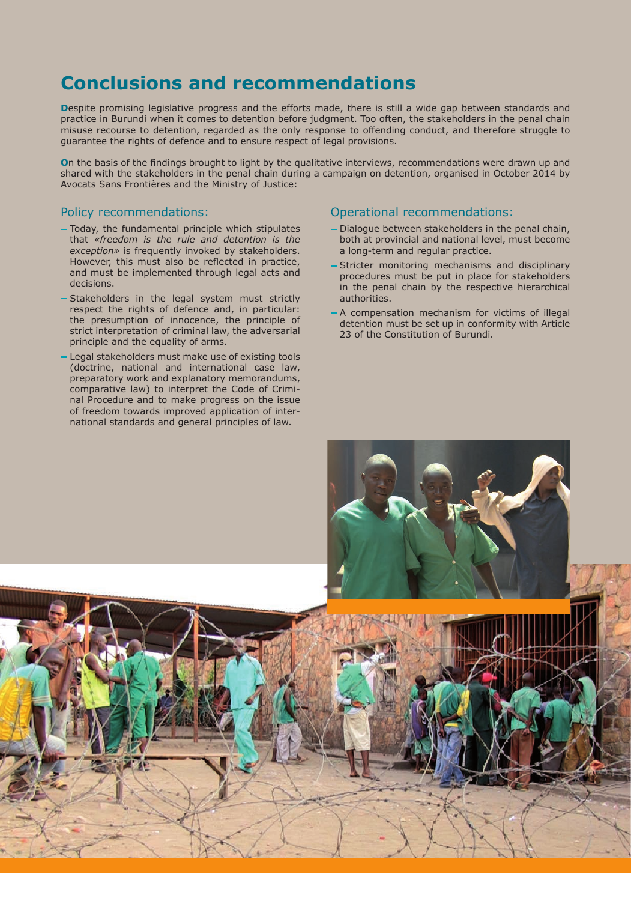# Conclusions and recommendations

**D**espite promising legislative progress and the efforts made, there is still a wide gap between standards and practice in Burundi when it comes to detention before judgment. Too often, the stakeholders in the penal chain misuse recourse to detention, regarded as the only response to offending conduct, and therefore struggle to guarantee the rights of defence and to ensure respect of legal provisions.

**O**n the basis of the findings brought to light by the qualitative interviews, recommendations were drawn up and shared with the stakeholders in the penal chain during a campaign on detention, organised in October 2014 by Avocats Sans Frontières and the Ministry of Justice:

## Policy recommendations:

- Today, the fundamental principle which stipulates that *«freedom is the rule and detention is the exception»* is frequently invoked by stakeholders. However, this must also be reflected in practice, and must be implemented through legal acts and decisions.
- Stakeholders in the legal system must strictly respect the rights of defence and, in particular: the presumption of innocence, the principle of strict interpretation of criminal law, the adversarial principle and the equality of arms.
- Legal stakeholders must make use of existing tools (doctrine, national and international case law, preparatory work and explanatory memorandums, comparative law) to interpret the Code of Criminal Procedure and to make progress on the issue of freedom towards improved application of international standards and general principles of law.

## Operational recommendations:

- Dialogue between stakeholders in the penal chain, both at provincial and national level, must become a long-term and regular practice.
- Stricter monitoring mechanisms and disciplinary procedures must be put in place for stakeholders in the penal chain by the respective hierarchical authorities.
- A compensation mechanism for victims of illegal detention must be set up in conformity with Article 23 of the Constitution of Burundi.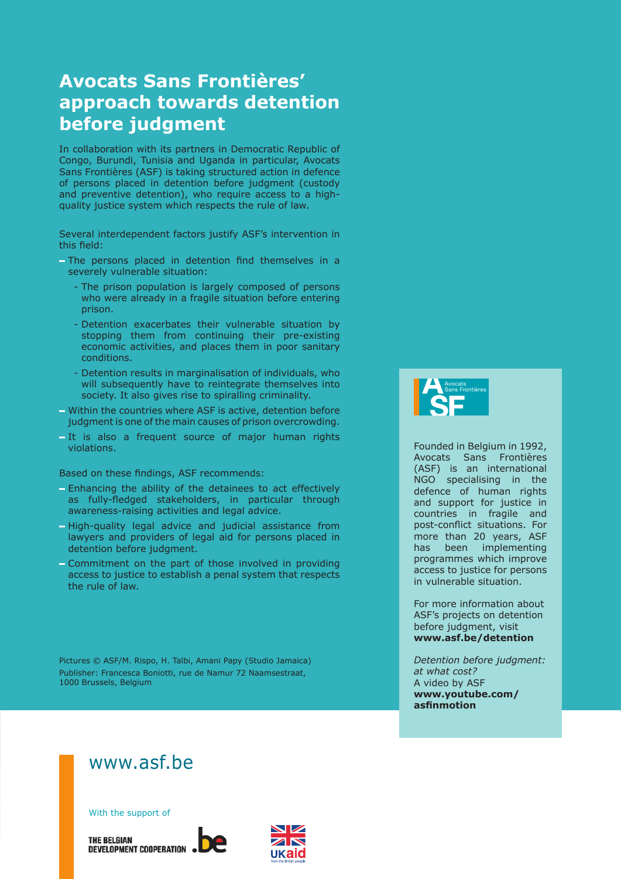# Avocats Sans Frontières' approach towards detention before judgment

In collaboration with its partners in Democratic Republic of Congo, Burundi, Tunisia and Uganda in particular, Avocats Sans Frontières (ASF) is taking structured action in defence of persons placed in detention before judgment (custody and preventive detention), who require access to a high-quality justice system which respects the rule of law.

Several interdependent factors justify ASF's intervention in this field:

- The persons placed in detention find themselves in a severely vulnerable situation:
  - The prison population is largely composed of persons who were already in a fragile situation before entering prison.
  - Detention exacerbates their vulnerable situation by stopping them from continuing their pre-existing economic activities, and places them in poor sanitary conditions.
  - Detention results in marginalisation of individuals, who will subsequently have to reintegrate themselves into society. It also gives rise to spiralling criminality.
- Within the countries where ASF is active, detention before judgment is one of the main causes of prison overcrowding.
- It is also a frequent source of major human rights violations.

Based on these findings, ASF recommends:

- Enhancing the ability of the detainees to act effectively as fully-fledged stakeholders, in particular through awareness-raising activities and legal advice.
- High-quality legal advice and judicial assistance from lawyers and providers of legal aid for persons placed in detention before judgment.
- Commitment on the part of those involved in providing access to justice to establish a penal system that respects the rule of law.

Pictures © ASF/M. Rispo, H. Talbi, Amani Papy (Studio Jamaica)
Publisher: Francesca Boniotti, rue de Namur 72 Naamsestraat, 1000 Brussels, Belgium

ASF Avocats Sans Frontières

Founded in Belgium in 1992, Avocats Sans Frontières (ASF) is an international NGO specialising in the defence of human rights and support for justice in countries in fragile and post-conflict situations. For more than 20 years, ASF has been implementing programmes which improve access to justice for persons in vulnerable situation.

For more information about ASF's projects on detention before judgment, visit **www.asf.be/detention**

*Detention before judgment: at what cost?*
A video by ASF
**www.youtube.com/asfinmotion**

www.asf.be

With the support of

THE BELGIAN DEVELOPMENT COOPERATION .be

UKaid from the British people